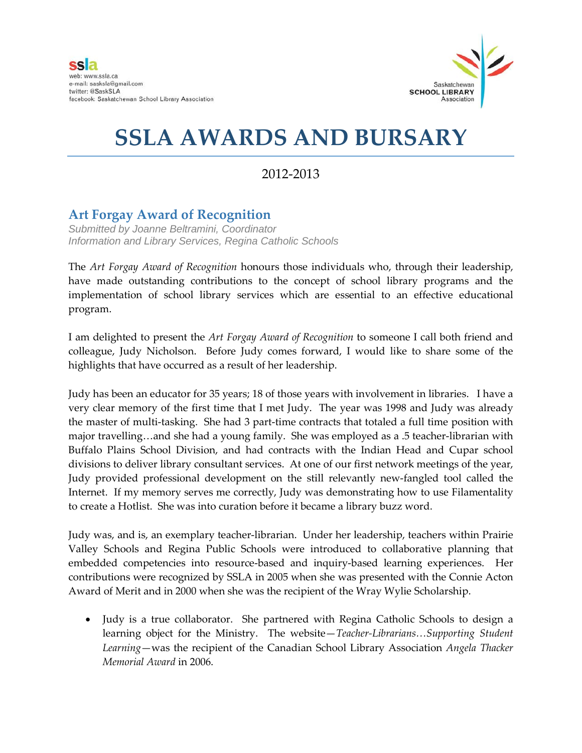ssla
web: www.ssla.ca
e-mail: sasksla@gmail.com
twitter: @SaskSLA
facebook: Saskatchewan School Library Association

Saskatchewan
**SCHOOL LIBRARY**
Association

# SSLA AWARDS AND BURSARY

2012-2013

## Art Forgay Award of Recognition

*Submitted by Joanne Beltramini, Coordinator*
*Information and Library Services, Regina Catholic Schools*

The *Art Forgay Award of Recognition* honours those individuals who, through their leadership, have made outstanding contributions to the concept of school library programs and the implementation of school library services which are essential to an effective educational program.

I am delighted to present the *Art Forgay Award of Recognition* to someone I call both friend and colleague, Judy Nicholson. Before Judy comes forward, I would like to share some of the highlights that have occurred as a result of her leadership.

Judy has been an educator for 35 years; 18 of those years with involvement in libraries. I have a very clear memory of the first time that I met Judy. The year was 1998 and Judy was already the master of multi-tasking. She had 3 part-time contracts that totaled a full time position with major travelling…and she had a young family. She was employed as a .5 teacher-librarian with Buffalo Plains School Division, and had contracts with the Indian Head and Cupar school divisions to deliver library consultant services. At one of our first network meetings of the year, Judy provided professional development on the still relevantly new-fangled tool called the Internet. If my memory serves me correctly, Judy was demonstrating how to use Filamentality to create a Hotlist. She was into curation before it became a library buzz word.

Judy was, and is, an exemplary teacher-librarian. Under her leadership, teachers within Prairie Valley Schools and Regina Public Schools were introduced to collaborative planning that embedded competencies into resource-based and inquiry-based learning experiences. Her contributions were recognized by SSLA in 2005 when she was presented with the Connie Acton Award of Merit and in 2000 when she was the recipient of the Wray Wylie Scholarship.

- Judy is a true collaborator. She partnered with Regina Catholic Schools to design a learning object for the Ministry. The website—*Teacher-Librarians…Supporting Student Learning*—was the recipient of the Canadian School Library Association *Angela Thacker Memorial Award* in 2006.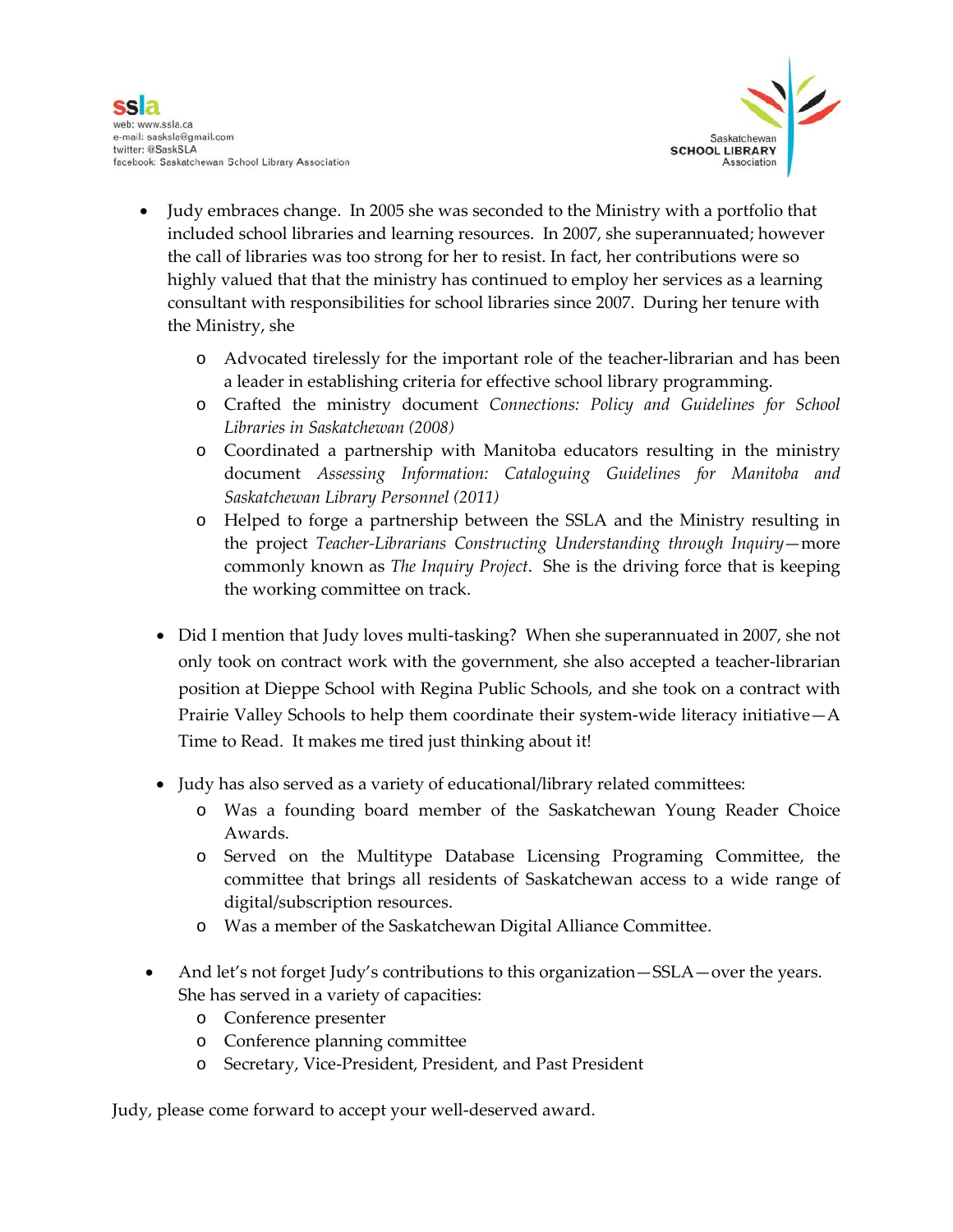- Judy embraces change. In 2005 she was seconded to the Ministry with a portfolio that included school libraries and learning resources. In 2007, she superannuated; however the call of libraries was too strong for her to resist. In fact, her contributions were so highly valued that that the ministry has continued to employ her services as a learning consultant with responsibilities for school libraries since 2007. During her tenure with the Ministry, she
  - Advocated tirelessly for the important role of the teacher-librarian and has been a leader in establishing criteria for effective school library programming.
  - Crafted the ministry document *Connections: Policy and Guidelines for School Libraries in Saskatchewan (2008)*
  - Coordinated a partnership with Manitoba educators resulting in the ministry document *Assessing Information: Cataloguing Guidelines for Manitoba and Saskatchewan Library Personnel (2011)*
  - Helped to forge a partnership between the SSLA and the Ministry resulting in the project *Teacher-Librarians Constructing Understanding through Inquiry*—more commonly known as *The Inquiry Project*. She is the driving force that is keeping the working committee on track.

- Did I mention that Judy loves multi-tasking? When she superannuated in 2007, she not only took on contract work with the government, she also accepted a teacher-librarian position at Dieppe School with Regina Public Schools, and she took on a contract with Prairie Valley Schools to help them coordinate their system-wide literacy initiative—A Time to Read. It makes me tired just thinking about it!

- Judy has also served as a variety of educational/library related committees:
  - Was a founding board member of the Saskatchewan Young Reader Choice Awards.
  - Served on the Multitype Database Licensing Programing Committee, the committee that brings all residents of Saskatchewan access to a wide range of digital/subscription resources.
  - Was a member of the Saskatchewan Digital Alliance Committee.

- And let's not forget Judy's contributions to this organization—SSLA—over the years. She has served in a variety of capacities:
  - Conference presenter
  - Conference planning committee
  - Secretary, Vice-President, President, and Past President

Judy, please come forward to accept your well-deserved award.